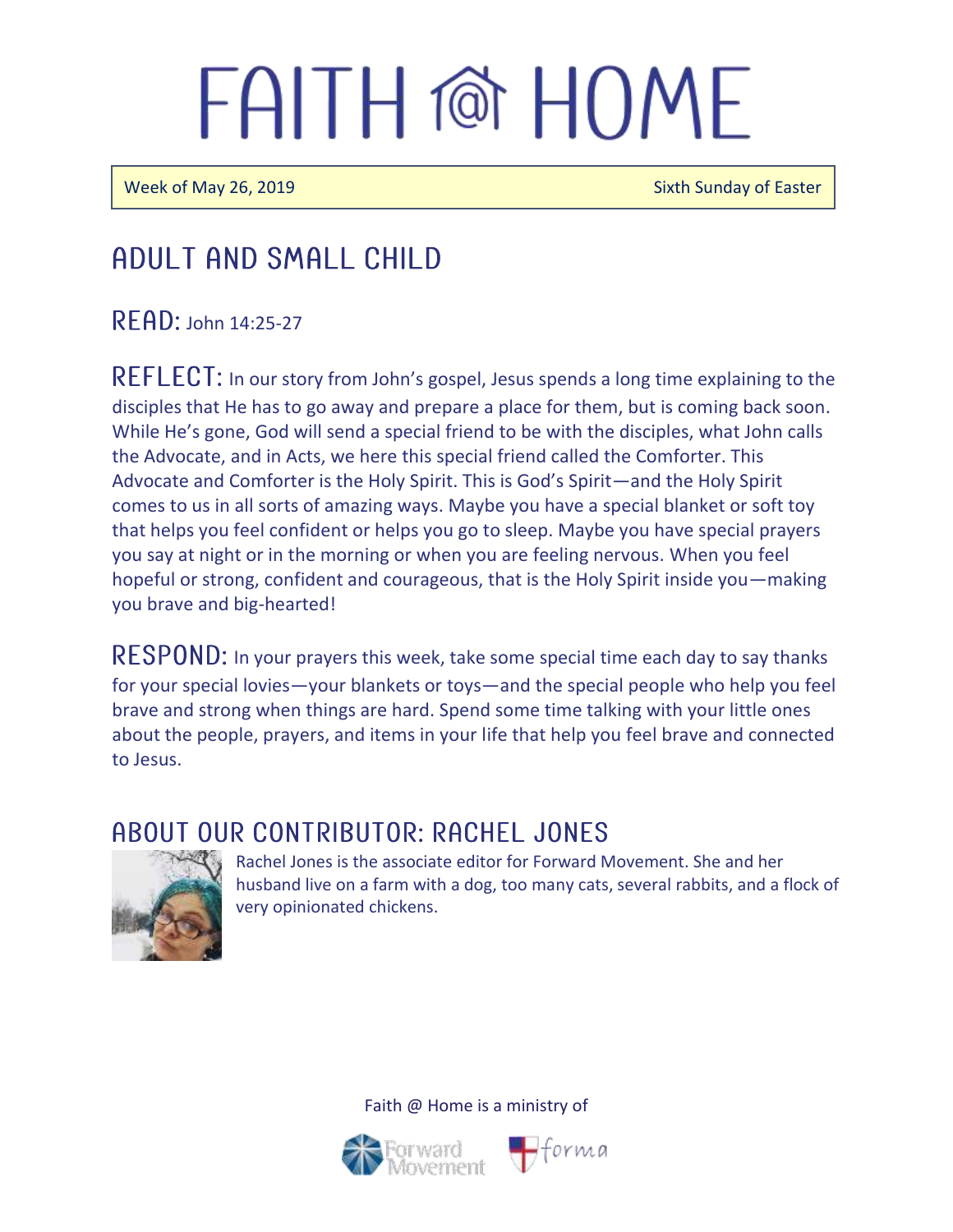# FAITH @ HOME

Week of May 26, 2019 Sixth Sunday of Easter

## ADULT AND SMALL CHILD

**READ:** John 14:25-27

**REFLECT:** In our story from John's gospel, Jesus spends a long time explaining to the disciples that He has to go away and prepare a place for them, but is coming back soon. While He's gone, God will send a special friend to be with the disciples, what John calls the Advocate, and in Acts, we here this special friend called the Comforter. This Advocate and Comforter is the Holy Spirit. This is God's Spirit—and the Holy Spirit comes to us in all sorts of amazing ways. Maybe you have a special blanket or soft toy that helps you feel confident or helps you go to sleep. Maybe you have special prayers you say at night or in the morning or when you are feeling nervous. When you feel hopeful or strong, confident and courageous, that is the Holy Spirit inside you—making you brave and big-hearted!

**RESPOND:** In your prayers this week, take some special time each day to say thanks for your special lovies—your blankets or toys—and the special people who help you feel brave and strong when things are hard. Spend some time talking with your little ones about the people, prayers, and items in your life that help you feel brave and connected to Jesus.

## ABOUT OUR CONTRIBUTOR: RACHEL JONES

Rachel Jones is the associate editor for Forward Movement. She and her husband live on a farm with a dog, too many cats, several rabbits, and a flock of very opinionated chickens.

Faith @ Home is a ministry of

Forward Movement forma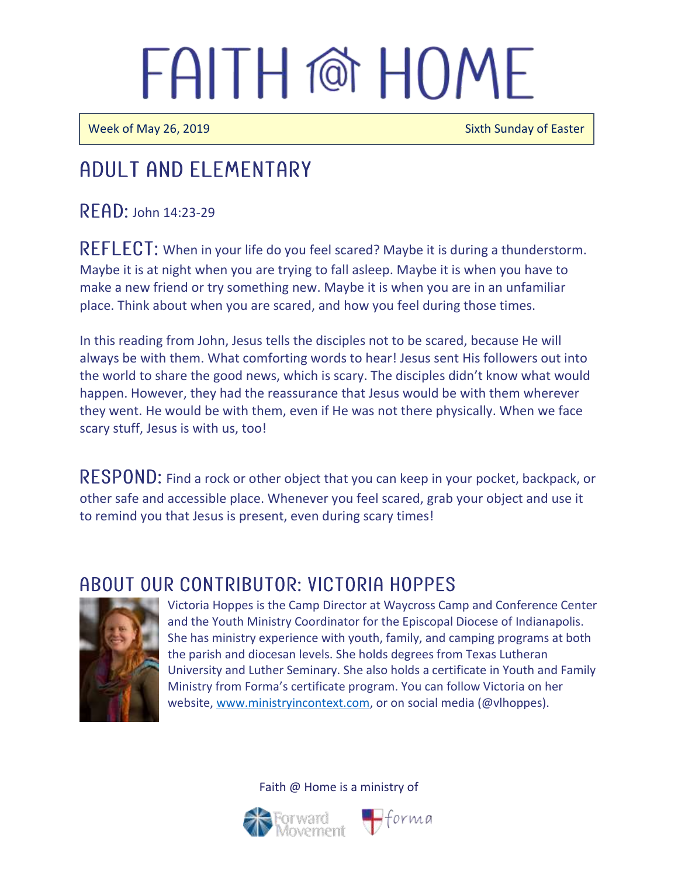# FAITH @ HOME

Week of May 26, 2019 — Sixth Sunday of Easter

## ADULT AND ELEMENTARY

**READ:** John 14:23-29

**REFLECT:** When in your life do you feel scared? Maybe it is during a thunderstorm. Maybe it is at night when you are trying to fall asleep. Maybe it is when you have to make a new friend or try something new. Maybe it is when you are in an unfamiliar place. Think about when you are scared, and how you feel during those times.

In this reading from John, Jesus tells the disciples not to be scared, because He will always be with them. What comforting words to hear! Jesus sent His followers out into the world to share the good news, which is scary. The disciples didn't know what would happen. However, they had the reassurance that Jesus would be with them wherever they went. He would be with them, even if He was not there physically. When we face scary stuff, Jesus is with us, too!

**RESPOND:** Find a rock or other object that you can keep in your pocket, backpack, or other safe and accessible place. Whenever you feel scared, grab your object and use it to remind you that Jesus is present, even during scary times!

## ABOUT OUR CONTRIBUTOR: VICTORIA HOPPES

Victoria Hoppes is the Camp Director at Waycross Camp and Conference Center and the Youth Ministry Coordinator for the Episcopal Diocese of Indianapolis. She has ministry experience with youth, family, and camping programs at both the parish and diocesan levels. She holds degrees from Texas Lutheran University and Luther Seminary. She also holds a certificate in Youth and Family Ministry from Forma's certificate program. You can follow Victoria on her website, www.ministryincontext.com, or on social media (@vlhoppes).

Faith @ Home is a ministry of

Forward Movement — forma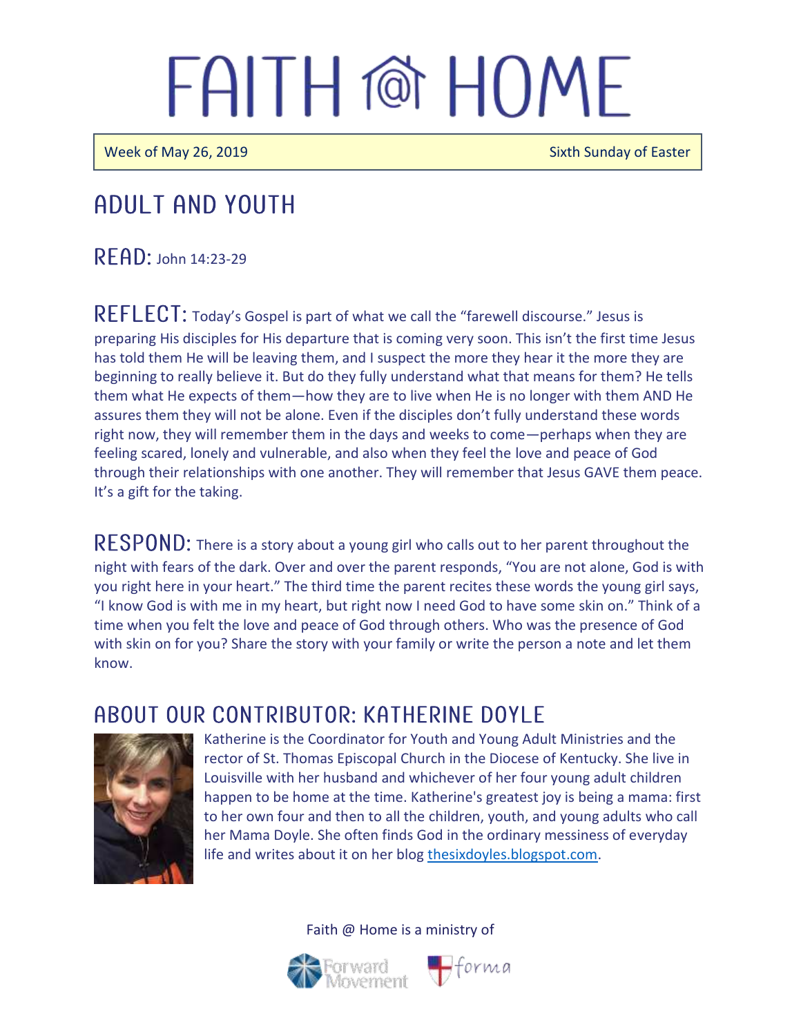# FAITH @ HOME

Week of May 26, 2019 — Sixth Sunday of Easter

## ADULT AND YOUTH

**READ:** John 14:23-29

**REFLECT:** Today's Gospel is part of what we call the "farewell discourse." Jesus is preparing His disciples for His departure that is coming very soon. This isn't the first time Jesus has told them He will be leaving them, and I suspect the more they hear it the more they are beginning to really believe it. But do they fully understand what that means for them? He tells them what He expects of them—how they are to live when He is no longer with them AND He assures them they will not be alone. Even if the disciples don't fully understand these words right now, they will remember them in the days and weeks to come—perhaps when they are feeling scared, lonely and vulnerable, and also when they feel the love and peace of God through their relationships with one another. They will remember that Jesus GAVE them peace. It's a gift for the taking.

**RESPOND:** There is a story about a young girl who calls out to her parent throughout the night with fears of the dark. Over and over the parent responds, "You are not alone, God is with you right here in your heart." The third time the parent recites these words the young girl says, "I know God is with me in my heart, but right now I need God to have some skin on." Think of a time when you felt the love and peace of God through others. Who was the presence of God with skin on for you? Share the story with your family or write the person a note and let them know.

## ABOUT OUR CONTRIBUTOR: KATHERINE DOYLE

Katherine is the Coordinator for Youth and Young Adult Ministries and the rector of St. Thomas Episcopal Church in the Diocese of Kentucky. She live in Louisville with her husband and whichever of her four young adult children happen to be home at the time. Katherine's greatest joy is being a mama: first to her own four and then to all the children, youth, and young adults who call her Mama Doyle. She often finds God in the ordinary messiness of everyday life and writes about it on her blog thesixdoyles.blogspot.com.

Faith @ Home is a ministry of Forward Movement and forma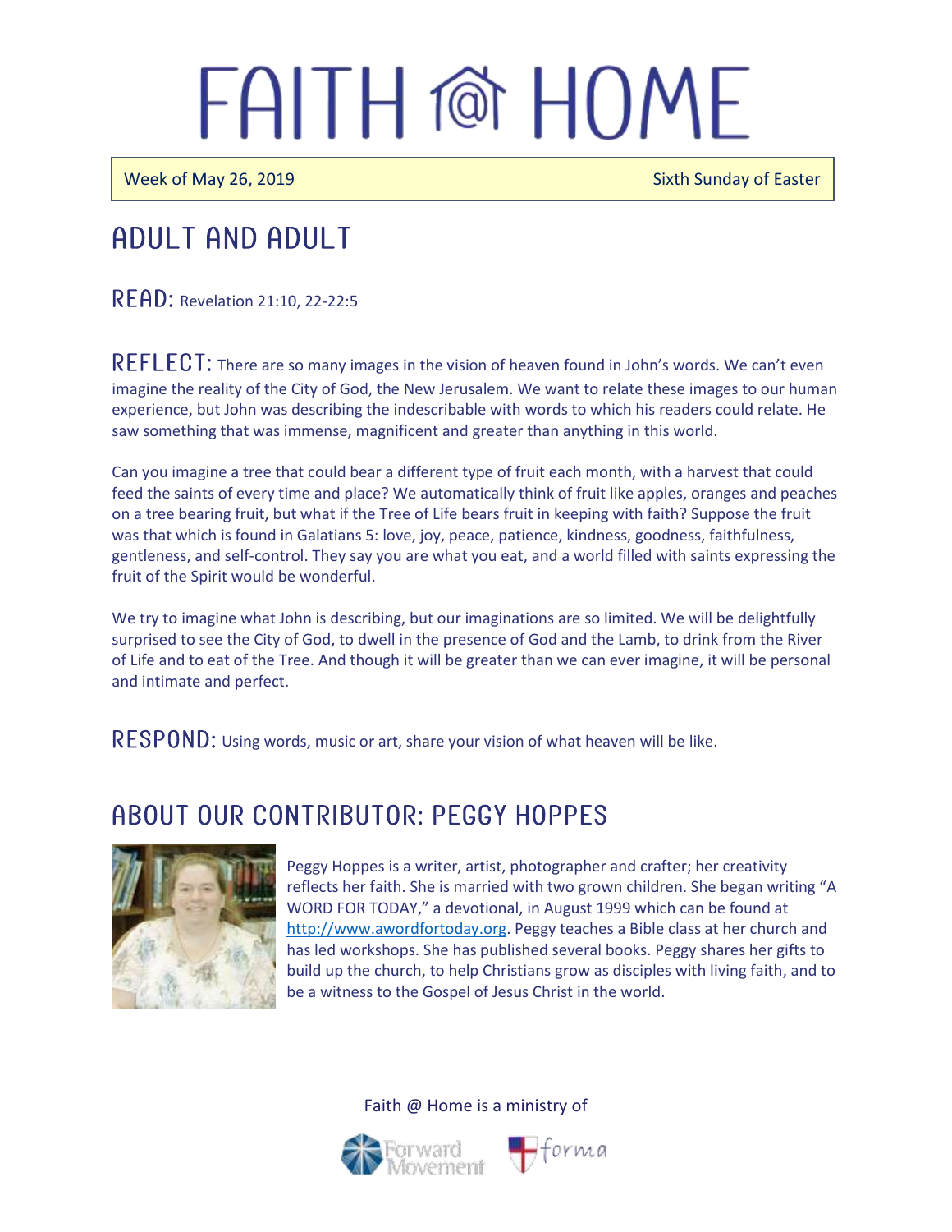# FAITH @ HOME

Week of May 26, 2019 Sixth Sunday of Easter

## ADULT AND ADULT

**READ:** Revelation 21:10, 22-22:5

**REFLECT:** There are so many images in the vision of heaven found in John's words. We can't even imagine the reality of the City of God, the New Jerusalem. We want to relate these images to our human experience, but John was describing the indescribable with words to which his readers could relate. He saw something that was immense, magnificent and greater than anything in this world.

Can you imagine a tree that could bear a different type of fruit each month, with a harvest that could feed the saints of every time and place? We automatically think of fruit like apples, oranges and peaches on a tree bearing fruit, but what if the Tree of Life bears fruit in keeping with faith? Suppose the fruit was that which is found in Galatians 5: love, joy, peace, patience, kindness, goodness, faithfulness, gentleness, and self-control. They say you are what you eat, and a world filled with saints expressing the fruit of the Spirit would be wonderful.

We try to imagine what John is describing, but our imaginations are so limited. We will be delightfully surprised to see the City of God, to dwell in the presence of God and the Lamb, to drink from the River of Life and to eat of the Tree. And though it will be greater than we can ever imagine, it will be personal and intimate and perfect.

**RESPOND:** Using words, music or art, share your vision of what heaven will be like.

## ABOUT OUR CONTRIBUTOR: PEGGY HOPPES

Peggy Hoppes is a writer, artist, photographer and crafter; her creativity reflects her faith. She is married with two grown children. She began writing "A WORD FOR TODAY," a devotional, in August 1999 which can be found at http://www.awordfortoday.org. Peggy teaches a Bible class at her church and has led workshops. She has published several books. Peggy shares her gifts to build up the church, to help Christians grow as disciples with living faith, and to be a witness to the Gospel of Jesus Christ in the world.

Faith @ Home is a ministry of

Forward Movement forma